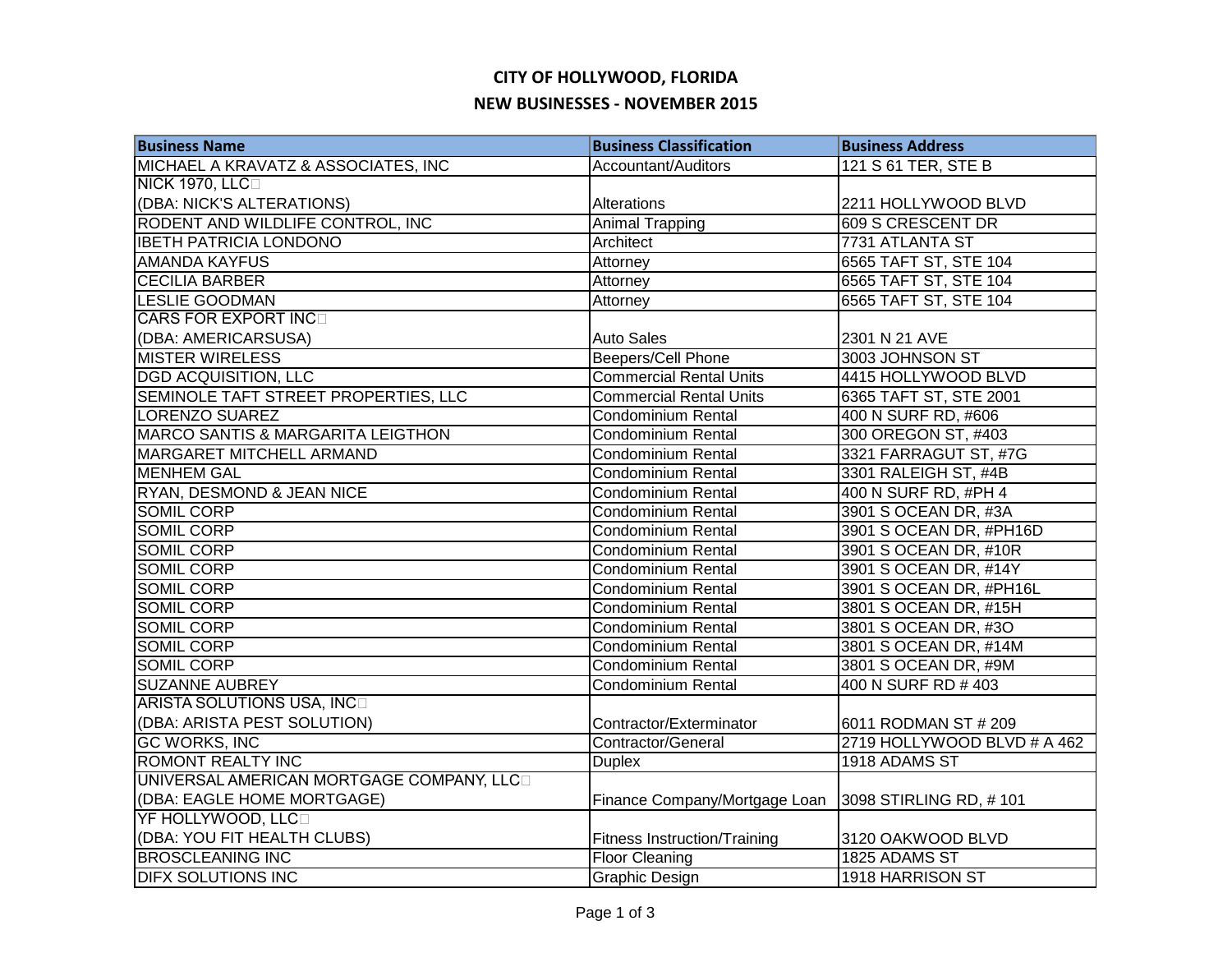# CITY OF HOLLYWOOD, FLORIDA

## NEW BUSINESSES - NOVEMBER 2015

| Business Name | Business Classification | Business Address |
| --- | --- | --- |
| MICHAEL A KRAVATZ & ASSOCIATES, INC | Accountant/Auditors | 121 S 61 TER, STE B |
| NICK 1970, LLC (DBA: NICK'S ALTERATIONS) | Alterations | 2211 HOLLYWOOD BLVD |
| RODENT AND WILDLIFE CONTROL, INC | Animal Trapping | 609 S CRESCENT DR |
| IBETH PATRICIA LONDONO | Architect | 7731 ATLANTA ST |
| AMANDA KAYFUS | Attorney | 6565 TAFT ST, STE 104 |
| CECILIA BARBER | Attorney | 6565 TAFT ST, STE 104 |
| LESLIE GOODMAN | Attorney | 6565 TAFT ST, STE 104 |
| CARS FOR EXPORT INC (DBA: AMERICARSUSA) | Auto Sales | 2301 N 21 AVE |
| MISTER WIRELESS | Beepers/Cell Phone | 3003 JOHNSON ST |
| DGD ACQUISITION, LLC | Commercial Rental Units | 4415 HOLLYWOOD BLVD |
| SEMINOLE TAFT STREET PROPERTIES, LLC | Commercial Rental Units | 6365 TAFT ST, STE 2001 |
| LORENZO SUAREZ | Condominium Rental | 400 N SURF RD, #606 |
| MARCO SANTIS & MARGARITA LEIGTHON | Condominium Rental | 300 OREGON ST, #403 |
| MARGARET MITCHELL ARMAND | Condominium Rental | 3321 FARRAGUT ST, #7G |
| MENHEM GAL | Condominium Rental | 3301 RALEIGH ST, #4B |
| RYAN, DESMOND & JEAN NICE | Condominium Rental | 400 N SURF RD, #PH 4 |
| SOMIL CORP | Condominium Rental | 3901 S OCEAN DR, #3A |
| SOMIL CORP | Condominium Rental | 3901 S OCEAN DR, #PH16D |
| SOMIL CORP | Condominium Rental | 3901 S OCEAN DR, #10R |
| SOMIL CORP | Condominium Rental | 3901 S OCEAN DR, #14Y |
| SOMIL CORP | Condominium Rental | 3901 S OCEAN DR, #PH16L |
| SOMIL CORP | Condominium Rental | 3801 S OCEAN DR, #15H |
| SOMIL CORP | Condominium Rental | 3801 S OCEAN DR, #3O |
| SOMIL CORP | Condominium Rental | 3801 S OCEAN DR, #14M |
| SOMIL CORP | Condominium Rental | 3801 S OCEAN DR, #9M |
| SUZANNE AUBREY | Condominium Rental | 400 N SURF RD # 403 |
| ARISTA SOLUTIONS USA, INC (DBA: ARISTA PEST SOLUTION) | Contractor/Exterminator | 6011 RODMAN ST # 209 |
| GC WORKS, INC | Contractor/General | 2719 HOLLYWOOD BLVD # A 462 |
| ROMONT REALTY INC | Duplex | 1918 ADAMS ST |
| UNIVERSAL AMERICAN MORTGAGE COMPANY, LLC (DBA: EAGLE HOME MORTGAGE) | Finance Company/Mortgage Loan | 3098 STIRLING RD, # 101 |
| YF HOLLYWOOD, LLC (DBA: YOU FIT HEALTH CLUBS) | Fitness Instruction/Training | 3120 OAKWOOD BLVD |
| BROSCLEANING INC | Floor Cleaning | 1825 ADAMS ST |
| DIFX SOLUTIONS INC | Graphic Design | 1918 HARRISON ST |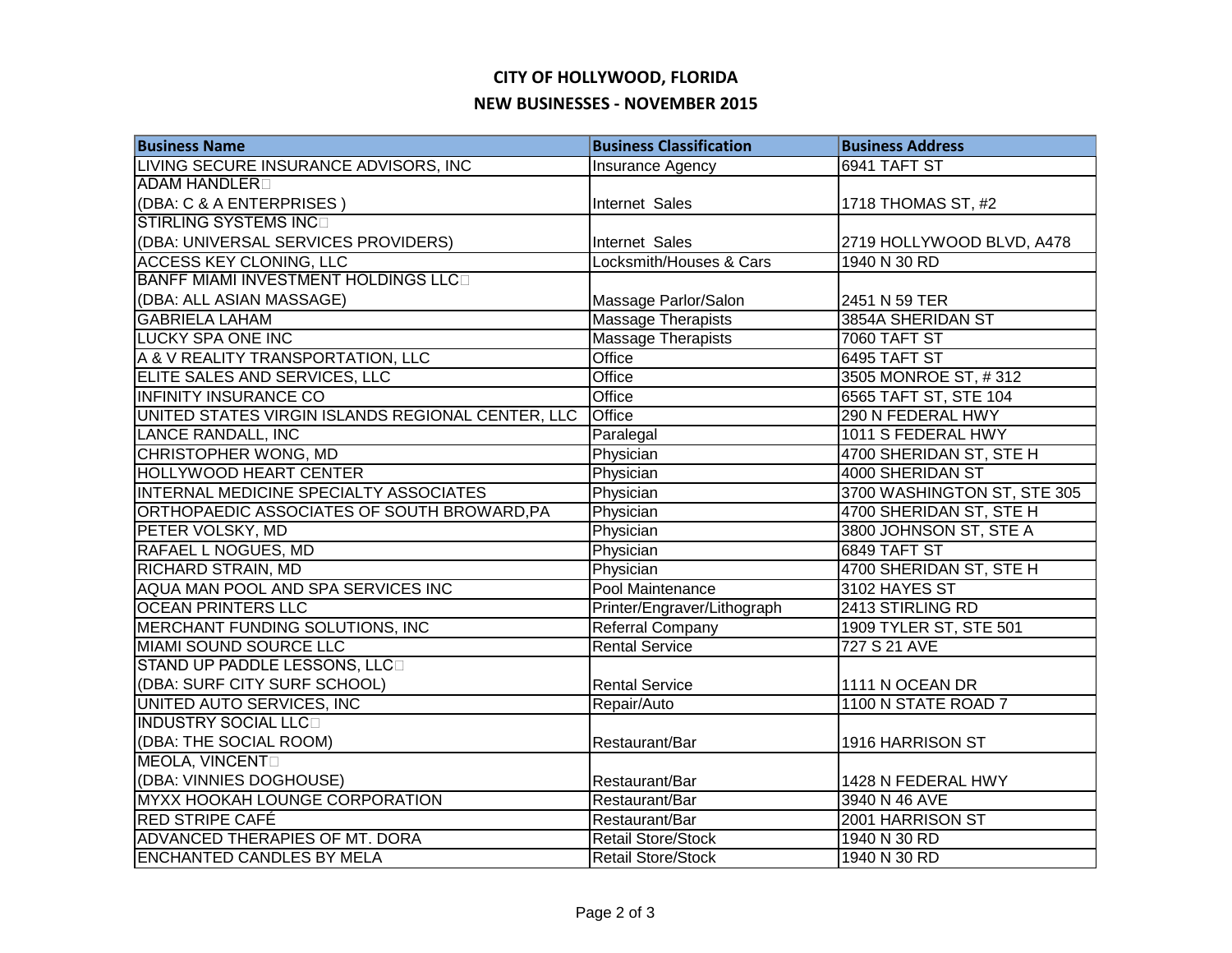# CITY OF HOLLYWOOD, FLORIDA

## NEW BUSINESSES - NOVEMBER 2015

| Business Name | Business Classification | Business Address |
|---|---|---|
| LIVING SECURE INSURANCE ADVISORS, INC | Insurance Agency | 6941 TAFT ST |
| ADAM HANDLER (DBA: C & A ENTERPRISES ) | Internet Sales | 1718 THOMAS ST, #2 |
| STIRLING SYSTEMS INC (DBA: UNIVERSAL SERVICES PROVIDERS) | Internet Sales | 2719 HOLLYWOOD BLVD, A478 |
| ACCESS KEY CLONING, LLC | Locksmith/Houses & Cars | 1940 N 30 RD |
| BANFF MIAMI INVESTMENT HOLDINGS LLC (DBA: ALL ASIAN MASSAGE) | Massage Parlor/Salon | 2451 N 59 TER |
| GABRIELA LAHAM | Massage Therapists | 3854A SHERIDAN ST |
| LUCKY SPA ONE INC | Massage Therapists | 7060 TAFT ST |
| A & V REALITY TRANSPORTATION, LLC | Office | 6495 TAFT ST |
| ELITE SALES AND SERVICES, LLC | Office | 3505 MONROE ST, # 312 |
| INFINITY INSURANCE CO | Office | 6565 TAFT ST, STE 104 |
| UNITED STATES VIRGIN ISLANDS REGIONAL CENTER, LLC | Office | 290 N FEDERAL HWY |
| LANCE RANDALL, INC | Paralegal | 1011 S FEDERAL HWY |
| CHRISTOPHER WONG, MD | Physician | 4700 SHERIDAN ST, STE H |
| HOLLYWOOD HEART CENTER | Physician | 4000 SHERIDAN ST |
| INTERNAL MEDICINE SPECIALTY ASSOCIATES | Physician | 3700 WASHINGTON ST, STE 305 |
| ORTHOPAEDIC ASSOCIATES OF SOUTH BROWARD,PA | Physician | 4700 SHERIDAN ST, STE H |
| PETER VOLSKY, MD | Physician | 3800 JOHNSON ST, STE A |
| RAFAEL L NOGUES, MD | Physician | 6849 TAFT ST |
| RICHARD STRAIN, MD | Physician | 4700 SHERIDAN ST, STE H |
| AQUA MAN POOL AND SPA SERVICES INC | Pool Maintenance | 3102 HAYES ST |
| OCEAN PRINTERS LLC | Printer/Engraver/Lithograph | 2413 STIRLING RD |
| MERCHANT FUNDING SOLUTIONS, INC | Referral Company | 1909 TYLER ST, STE 501 |
| MIAMI SOUND SOURCE LLC | Rental Service | 727 S 21 AVE |
| STAND UP PADDLE LESSONS, LLC (DBA: SURF CITY SURF SCHOOL) | Rental Service | 1111 N OCEAN DR |
| UNITED AUTO SERVICES, INC | Repair/Auto | 1100 N STATE ROAD 7 |
| INDUSTRY SOCIAL LLC (DBA: THE SOCIAL ROOM) | Restaurant/Bar | 1916 HARRISON ST |
| MEOLA, VINCENT (DBA: VINNIES DOGHOUSE) | Restaurant/Bar | 1428 N FEDERAL HWY |
| MYXX HOOKAH LOUNGE CORPORATION | Restaurant/Bar | 3940 N 46 AVE |
| RED STRIPE CAFÉ | Restaurant/Bar | 2001 HARRISON ST |
| ADVANCED THERAPIES OF MT. DORA | Retail Store/Stock | 1940 N 30 RD |
| ENCHANTED CANDLES BY MELA | Retail Store/Stock | 1940 N 30 RD |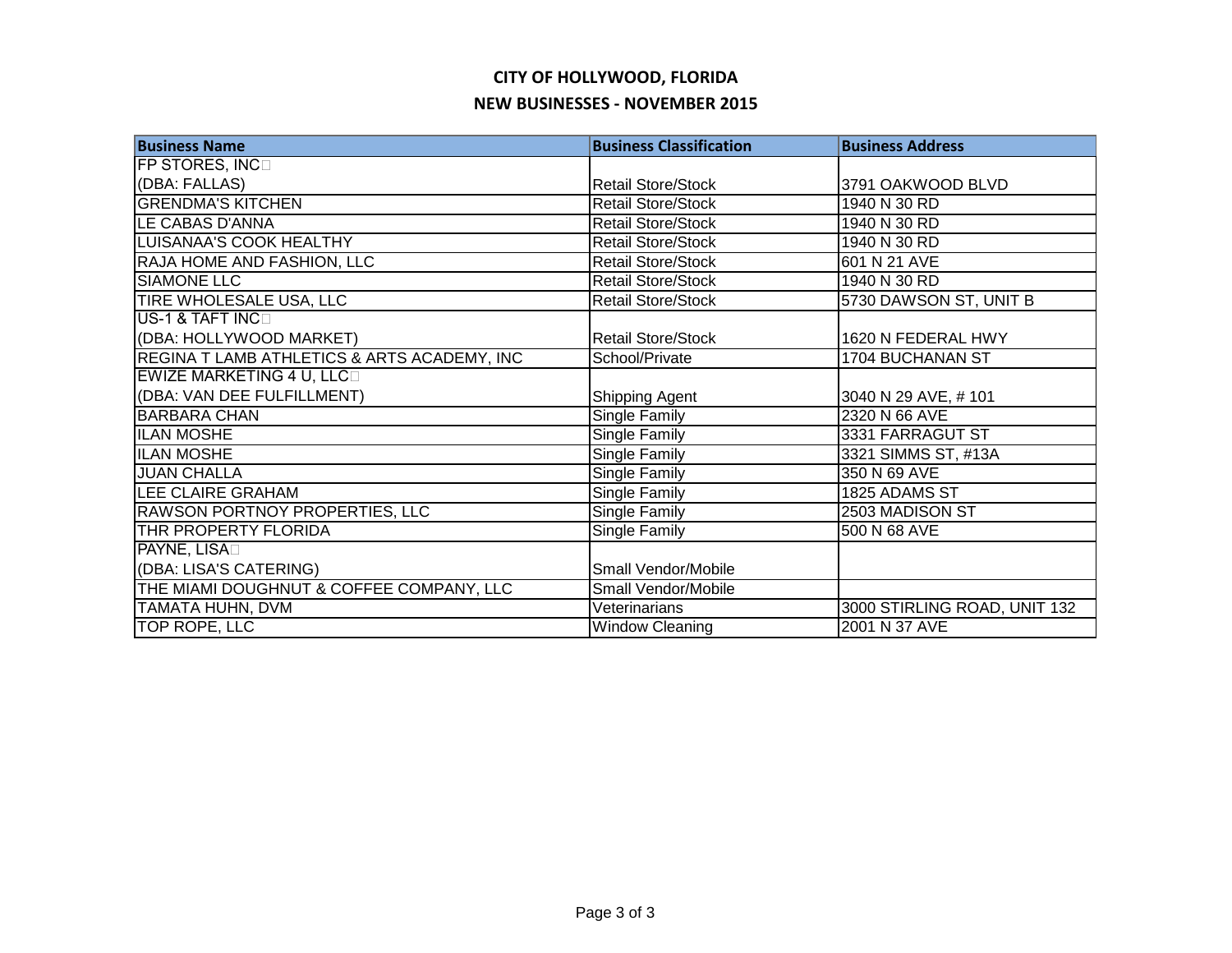## CITY OF HOLLYWOOD, FLORIDA

## NEW BUSINESSES - NOVEMBER 2015

| Business Name | Business Classification | Business Address |
|---|---|---|
| FP STORES, INC (DBA: FALLAS) | Retail Store/Stock | 3791 OAKWOOD BLVD |
| GRENDMA'S KITCHEN | Retail Store/Stock | 1940 N 30 RD |
| LE CABAS D'ANNA | Retail Store/Stock | 1940 N 30 RD |
| LUISANAA'S COOK HEALTHY | Retail Store/Stock | 1940 N 30 RD |
| RAJA HOME AND FASHION, LLC | Retail Store/Stock | 601 N 21 AVE |
| SIAMONE LLC | Retail Store/Stock | 1940 N 30 RD |
| TIRE WHOLESALE USA, LLC | Retail Store/Stock | 5730 DAWSON ST, UNIT B |
| US-1 & TAFT INC (DBA: HOLLYWOOD MARKET) | Retail Store/Stock | 1620 N FEDERAL HWY |
| REGINA T LAMB ATHLETICS & ARTS ACADEMY, INC | School/Private | 1704 BUCHANAN ST |
| EWIZE MARKETING 4 U, LLC (DBA: VAN DEE FULFILLMENT) | Shipping Agent | 3040 N 29 AVE, # 101 |
| BARBARA CHAN | Single Family | 2320 N 66 AVE |
| ILAN MOSHE | Single Family | 3331 FARRAGUT ST |
| ILAN MOSHE | Single Family | 3321 SIMMS ST, #13A |
| JUAN CHALLA | Single Family | 350 N 69 AVE |
| LEE CLAIRE GRAHAM | Single Family | 1825 ADAMS ST |
| RAWSON PORTNOY PROPERTIES, LLC | Single Family | 2503 MADISON ST |
| THR PROPERTY FLORIDA | Single Family | 500 N 68 AVE |
| PAYNE, LISA (DBA: LISA'S CATERING) | Small Vendor/Mobile | |
| THE MIAMI DOUGHNUT & COFFEE COMPANY, LLC | Small Vendor/Mobile | |
| TAMATA HUHN, DVM | Veterinarians | 3000 STIRLING ROAD, UNIT 132 |
| TOP ROPE, LLC | Window Cleaning | 2001 N 37 AVE |